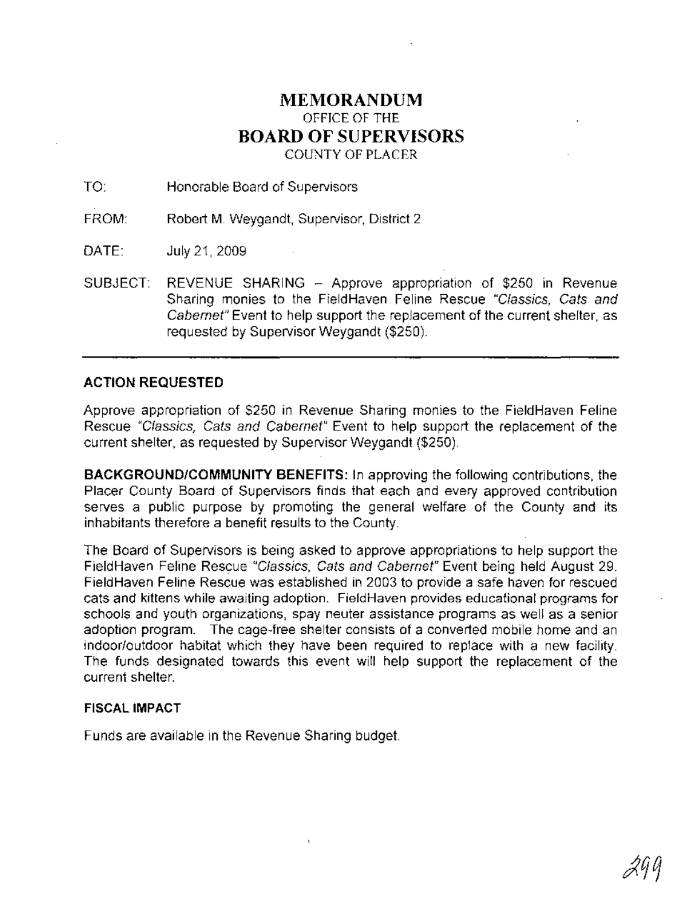# MEMORANDUM
OFFICE OF THE
# BOARD OF SUPERVISORS
COUNTY OF PLACER

TO: Honorable Board of Supervisors

FROM: Robert M. Weygandt, Supervisor, District 2

DATE: July 21, 2009

SUBJECT: REVENUE SHARING – Approve appropriation of $250 in Revenue Sharing monies to the FieldHaven Feline Rescue *"Classics, Cats and Cabernet"* Event to help support the replacement of the current shelter, as requested by Supervisor Weygandt ($250).

---

## ACTION REQUESTED

Approve appropriation of $250 in Revenue Sharing monies to the FieldHaven Feline Rescue *"Classics, Cats and Cabernet"* Event to help support the replacement of the current shelter, as requested by Supervisor Weygandt ($250).

**BACKGROUND/COMMUNITY BENEFITS:** In approving the following contributions, the Placer County Board of Supervisors finds that each and every approved contribution serves a public purpose by promoting the general welfare of the County and its inhabitants therefore a benefit results to the County.

The Board of Supervisors is being asked to approve appropriations to help support the FieldHaven Feline Rescue *"Classics, Cats and Cabernet"* Event being held August 29. FieldHaven Feline Rescue was established in 2003 to provide a safe haven for rescued cats and kittens while awaiting adoption. FieldHaven provides educational programs for schools and youth organizations, spay neuter assistance programs as well as a senior adoption program. The cage-free shelter consists of a converted mobile home and an indoor/outdoor habitat which they have been required to replace with a new facility. The funds designated towards this event will help support the replacement of the current shelter.

### FISCAL IMPACT

Funds are available in the Revenue Sharing budget.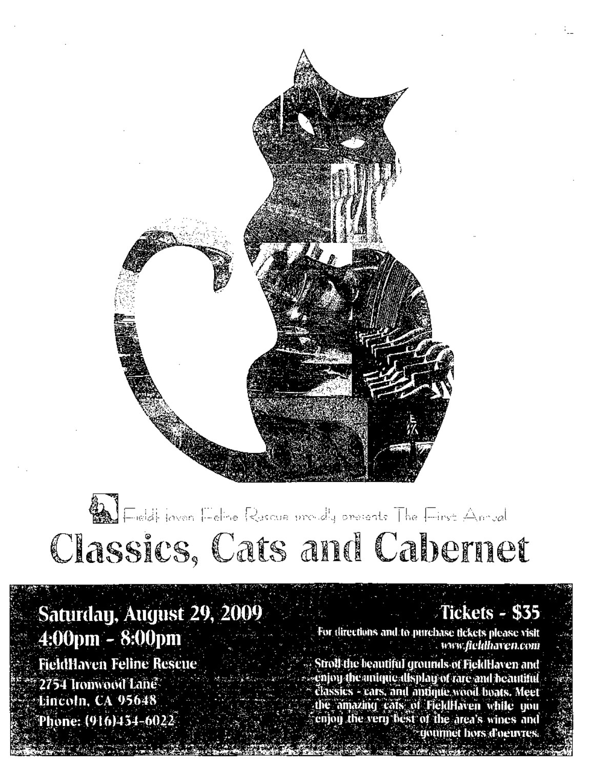FieldHaven Feline Rescue proudly presents The First Annual

# Classics, Cats and Cabernet

**Saturday, August 29, 2009**
**4:00pm - 8:00pm**

**FieldHaven Feline Rescue**
2754 Ironwood Lane
Lincoln, CA 95648
Phone: (916)434-6022

**Tickets - $35**

For directions and to purchase tickets please visit *www.fieldhaven.com*

Stroll the beautiful grounds of FieldHaven and enjoy the unique display of rare and beautiful classics - cars, and antique wood boats. Meet the amazing cats of FieldHaven while you enjoy the very best of the area's wines and gourmet hors d'oeuvres.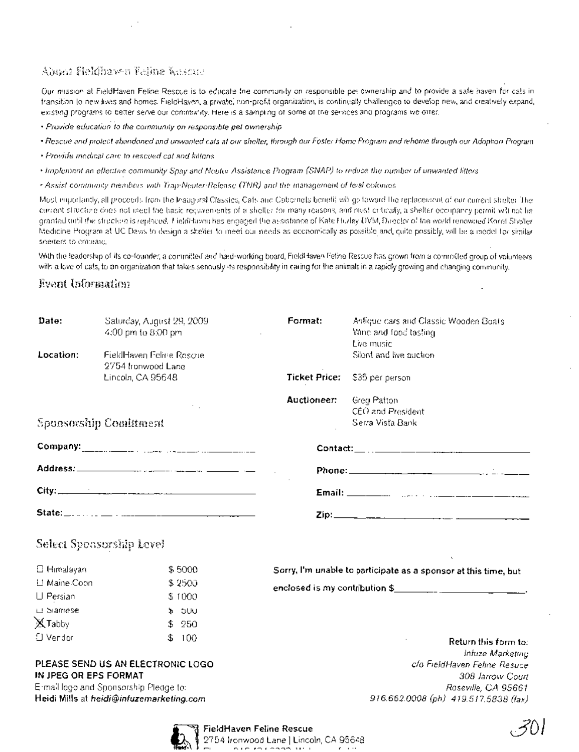## About FieldHaven Feline Rescue

Our mission at FieldHaven Feline Rescue is to educate the community on responsible pet ownership and to provide a safe haven for cats in transition to new lives and homes. FieldHaven, a private, non-profit organization, is continually challenged to develop new, and creatively expand, existing programs to better serve our community. Here is a sampling of some of the services and programs we offer.

- *Provide education to the community on responsible pet ownership*
- *Rescue and protect abandoned and unwanted cats at our shelter, through our Foster Home Program and rehome through our Adoption Program*
- *Provide medical care to rescued cat and kittens*
- *Implement an effective community Spay and Neuter Assistance Program (SNAP) to reduce the number of unwanted litters*
- *Assist community members with Trap-Neuter-Release (TNR) and the management of feral colonies*

Most importantly, all proceeds from the Inaugural Classics, Cats and Cabernets benefit will go toward the replacement of our current shelter. The current structure does not meet the basic requirements of a shelter for many reasons, and most critically, a shelter occupancy permit will not be granted until the structure is replaced. FieldHaven has engaged the assistance of Kate Hurley DVM, Director of the world renowned Koret Shelter Medicine Program at UC Davis to design a shelter to meet our needs as economically as possible and, quite possibly, will be a model for similar shelters to emulate.

With the leadership of its co-founder, a committed and hard-working board, FieldHaven Feline Rescue has grown from a committed group of volunteers with a love of cats, to an organization that takes seriously its responsibility in caring for the animals in a rapidly growing and changing community.

## Event Information

**Date:** Saturday, August 29, 2009
4:00 pm to 8:00 pm

**Location:** FieldHaven Feline Rescue
2754 Ironwood Lane
Lincoln, CA 95648

**Format:** Antique cars and Classic Wooden Boats
Wine and food tasting
Live music
Silent and live auction

**Ticket Price:** $35 per person

**Auctioneer:** Greg Patton
CEO and President
Sierra Vista Bank

## Sponsorship Commitment

**Company:** ______________________

**Address:** ______________________

**City:** ______________________

**State:** ______________________

**Contact:** ______________________

**Phone:** ______________________

**Email:** ______________________

**Zip:** ______________________

## Select Sponsorship Level

| | |
|---|---|
| ☐ Himalayan | $ 5000 |
| ☐ Maine Coon | $ 2500 |
| ☐ Persian | $ 1000 |
| ☐ Siamese | $ 500 |
| ☒ Tabby | $ 250 |
| ☐ Vendor | $ 100 |

**Sorry, I'm unable to participate as a sponsor at this time, but enclosed is my contribution $______________.**

**PLEASE SEND US AN ELECTRONIC LOGO IN JPEG OR EPS FORMAT**

E-mail logo and Sponsorship Pledge to:
**Heidi Mills** at ***heidi@infuzemarketing.com***

**Return this form to:**
*Infuze Marketing*
*c/o FieldHaven Feline Resuce*
*308 Jarrow Court*
*Roseville, CA 95661*
*916.662.0008 (ph) 419.517.5838 (fax)*

**FieldHaven Feline Rescue**
2754 Ironwood Lane | Lincoln, CA 95648